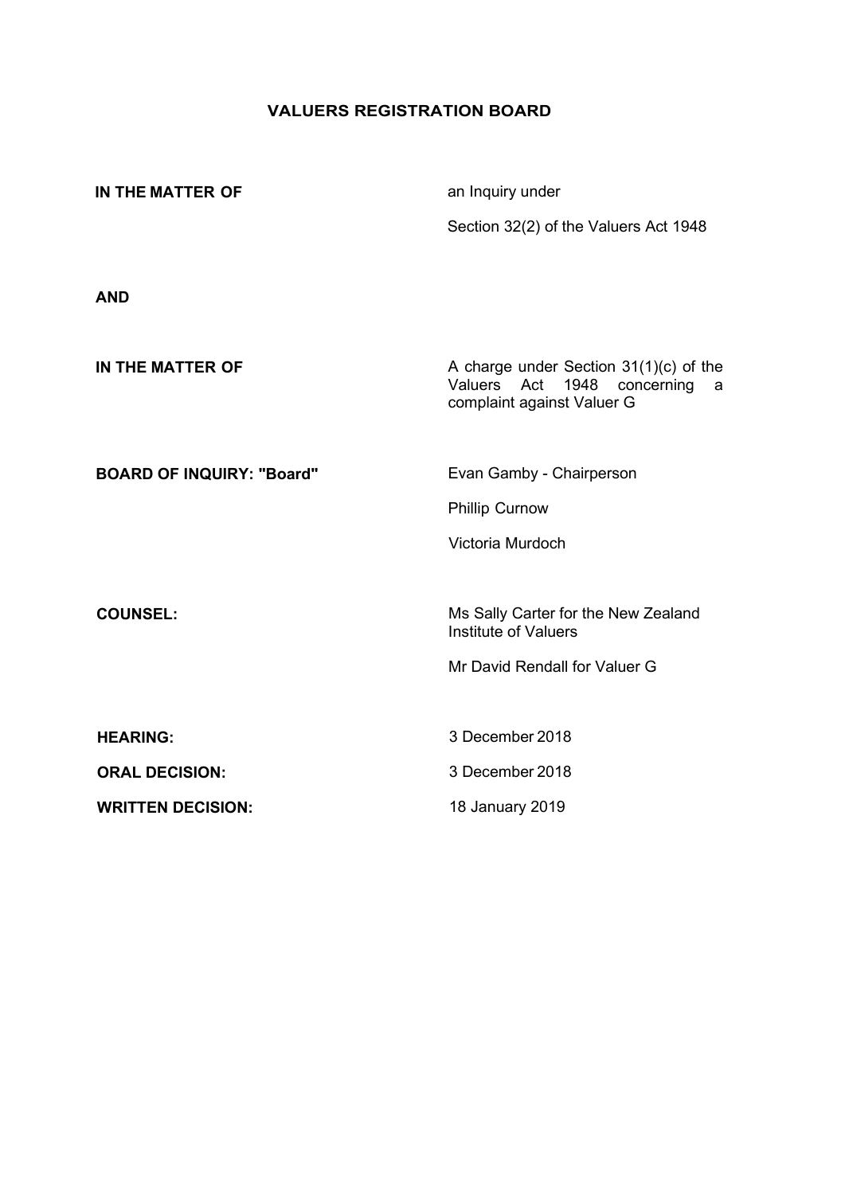## VALUERS REGISTRATION BOARD

| | |
|---|---|
| **IN THE MATTER OF** | an Inquiry under<br>Section 32(2) of the Valuers Act 1948 |
| **AND** | |
| **IN THE MATTER OF** | A charge under Section 31(1)(c) of the Valuers Act 1948 concerning a complaint against Valuer G |
| **BOARD OF INQUIRY: "Board"** | Evan Gamby - Chairperson<br>Phillip Curnow<br>Victoria Murdoch |
| **COUNSEL:** | Ms Sally Carter for the New Zealand Institute of Valuers<br>Mr David Rendall for Valuer G |
| **HEARING:** | 3 December 2018 |
| **ORAL DECISION:** | 3 December 2018 |
| **WRITTEN DECISION:** | 18 January 2019 |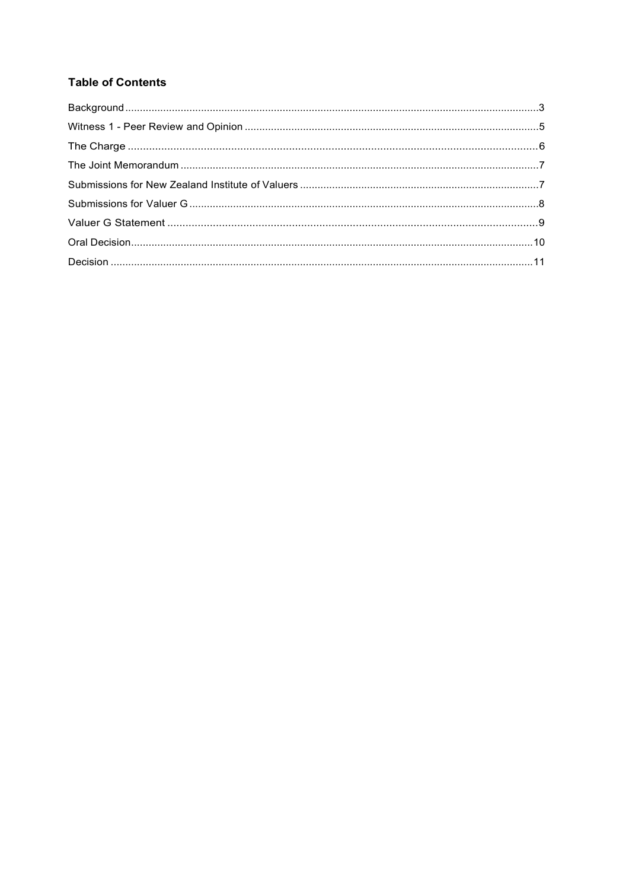**Table of Contents**

Background ....................................................................................................................................3
Witness 1 - Peer Review and Opinion ....................................................................................................5
The Charge ....................................................................................................................................6
The Joint Memorandum ....................................................................................................................7
Submissions for New Zealand Institute of Valuers ..................................................................................7
Submissions for Valuer G ....................................................................................................................8
Valuer G Statement ..........................................................................................................................9
Oral Decision ..................................................................................................................................10
Decision ........................................................................................................................................11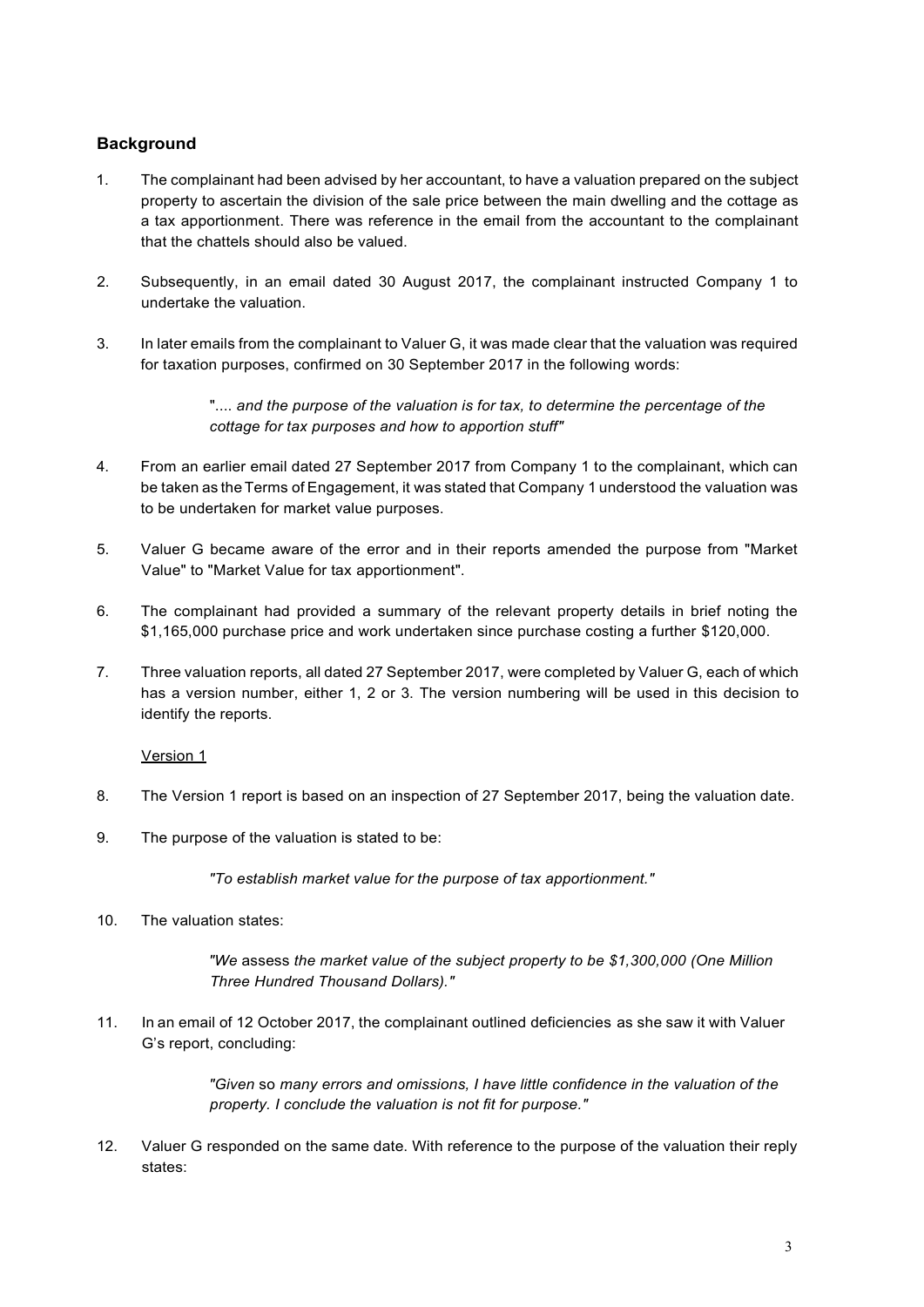## Background

1. The complainant had been advised by her accountant, to have a valuation prepared on the subject property to ascertain the division of the sale price between the main dwelling and the cottage as a tax apportionment. There was reference in the email from the accountant to the complainant that the chattels should also be valued.

2. Subsequently, in an email dated 30 August 2017, the complainant instructed Company 1 to undertake the valuation.

3. In later emails from the complainant to Valuer G, it was made clear that the valuation was required for taxation purposes, confirmed on 30 September 2017 in the following words:

   > ".... *and the purpose of the valuation is for tax, to determine the percentage of the cottage for tax purposes and how to apportion stuff"*

4. From an earlier email dated 27 September 2017 from Company 1 to the complainant, which can be taken as the Terms of Engagement, it was stated that Company 1 understood the valuation was to be undertaken for market value purposes.

5. Valuer G became aware of the error and in their reports amended the purpose from "Market Value" to "Market Value for tax apportionment".

6. The complainant had provided a summary of the relevant property details in brief noting the $1,165,000 purchase price and work undertaken since purchase costing a further $120,000.

7. Three valuation reports, all dated 27 September 2017, were completed by Valuer G, each of which has a version number, either 1, 2 or 3. The version numbering will be used in this decision to identify the reports.

   Version 1

8. The Version 1 report is based on an inspection of 27 September 2017, being the valuation date.

9. The purpose of the valuation is stated to be:

   > *"To establish market value for the purpose of tax apportionment."*

10. The valuation states:

    > *"We* assess *the market value of the subject property to be $1,300,000 (One Million Three Hundred Thousand Dollars)."*

11. In an email of 12 October 2017, the complainant outlined deficiencies as she saw it with Valuer G's report, concluding:

    > *"Given* so *many errors and omissions, I have little confidence in the valuation of the property. I conclude the valuation is not fit for purpose."*

12. Valuer G responded on the same date. With reference to the purpose of the valuation their reply states: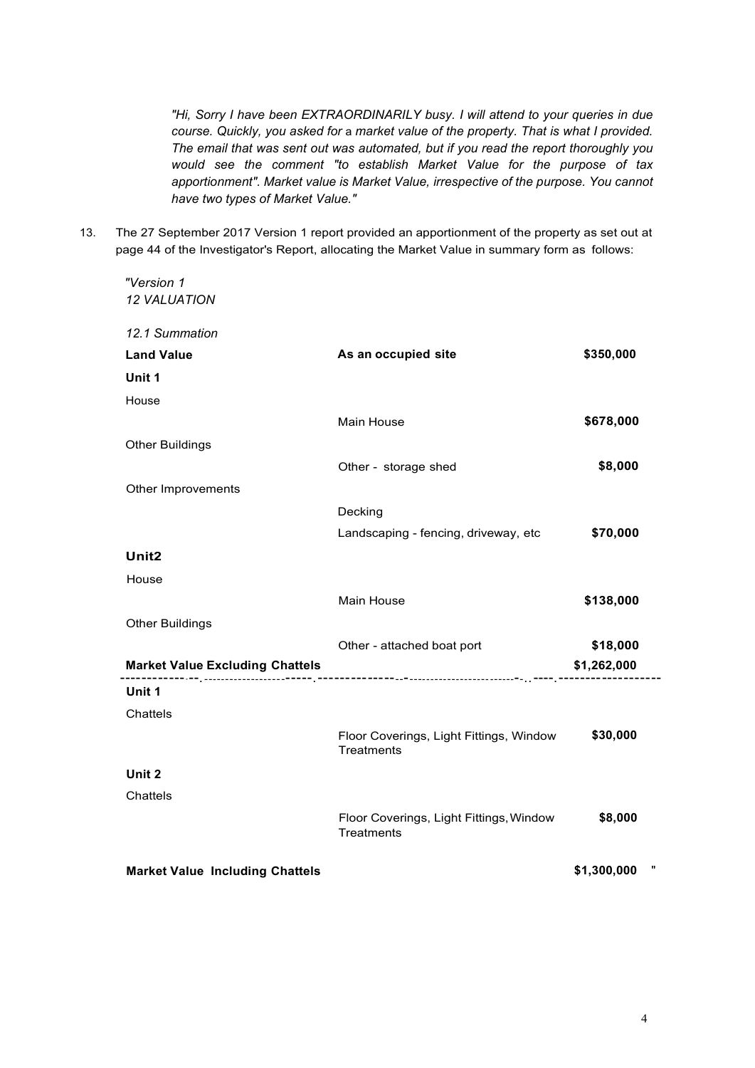*"Hi, Sorry I have been EXTRAORDINARILY busy. I will attend to your queries in due course. Quickly, you asked for a market value of the property. That is what I provided. The email that was sent out was automated, but if you read the report thoroughly you would see the comment "to establish Market Value for the purpose of tax apportionment". Market value is Market Value, irrespective of the purpose. You cannot have two types of Market Value."*

13. The 27 September 2017 Version 1 report provided an apportionment of the property as set out at page 44 of the Investigator's Report, allocating the Market Value in summary form as follows:

*"Version 1*
*12 VALUATION*

*12.1 Summation*

| | | |
|---|---|---|
| **Land Value** | **As an occupied site** | **$350,000** |
| **Unit 1** | | |
| House | | |
| | Main House | **$678,000** |
| Other Buildings | | |
| | Other - storage shed | **$8,000** |
| Other Improvements | | |
| | Decking | |
| | Landscaping - fencing, driveway, etc | **$70,000** |
| **Unit2** | | |
| House | | |
| | Main House | **$138,000** |
| Other Buildings | | |
| | Other - attached boat port | **$18,000** |
| **Market Value Excluding Chattels** | | **$1,262,000** |
| **Unit 1** | | |
| Chattels | | |
| | Floor Coverings, Light Fittings, Window Treatments | **$30,000** |
| **Unit 2** | | |
| Chattels | | |
| | Floor Coverings, Light Fittings, Window Treatments | **$8,000** |
| **Market Value Including Chattels** | | **$1,300,000** " |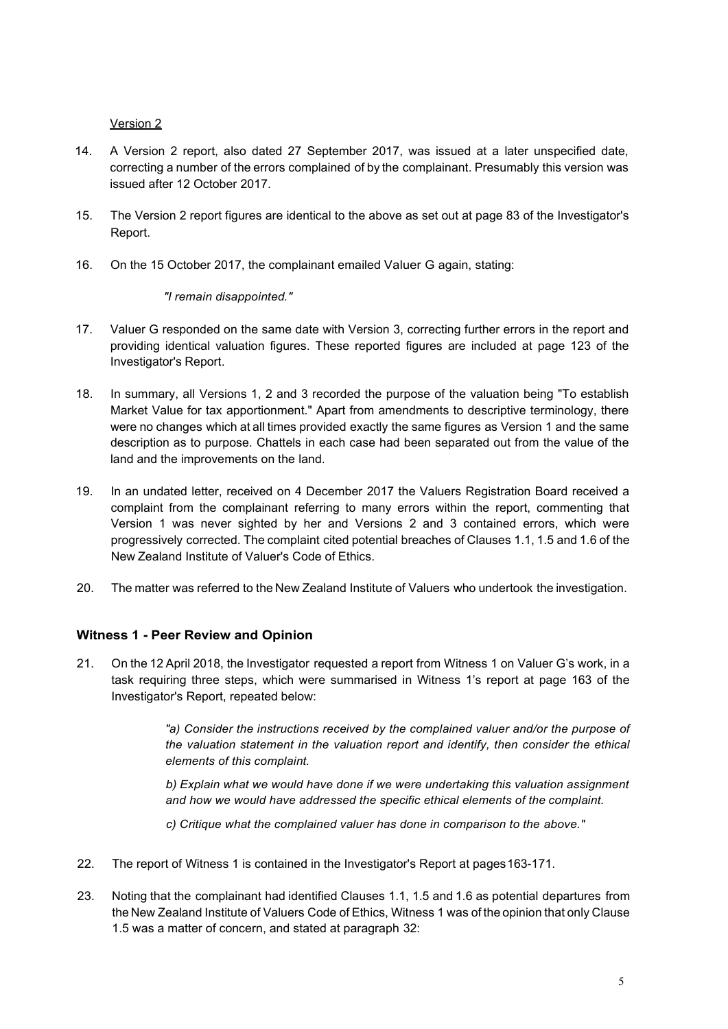Version 2

14. A Version 2 report, also dated 27 September 2017, was issued at a later unspecified date, correcting a number of the errors complained of by the complainant. Presumably this version was issued after 12 October 2017.

15. The Version 2 report figures are identical to the above as set out at page 83 of the Investigator's Report.

16. On the 15 October 2017, the complainant emailed Valuer G again, stating:

    *"I remain disappointed."*

17. Valuer G responded on the same date with Version 3, correcting further errors in the report and providing identical valuation figures. These reported figures are included at page 123 of the Investigator's Report.

18. In summary, all Versions 1, 2 and 3 recorded the purpose of the valuation being "To establish Market Value for tax apportionment." Apart from amendments to descriptive terminology, there were no changes which at all times provided exactly the same figures as Version 1 and the same description as to purpose. Chattels in each case had been separated out from the value of the land and the improvements on the land.

19. In an undated letter, received on 4 December 2017 the Valuers Registration Board received a complaint from the complainant referring to many errors within the report, commenting that Version 1 was never sighted by her and Versions 2 and 3 contained errors, which were progressively corrected. The complaint cited potential breaches of Clauses 1.1, 1.5 and 1.6 of the New Zealand Institute of Valuer's Code of Ethics.

20. The matter was referred to the New Zealand Institute of Valuers who undertook the investigation.

### Witness 1 - Peer Review and Opinion

21. On the 12 April 2018, the Investigator requested a report from Witness 1 on Valuer G's work, in a task requiring three steps, which were summarised in Witness 1's report at page 163 of the Investigator's Report, repeated below:

    *"a) Consider the instructions received by the complained valuer and/or the purpose of the valuation statement in the valuation report and identify, then consider the ethical elements of this complaint.*

    *b) Explain what we would have done if we were undertaking this valuation assignment and how we would have addressed the specific ethical elements of the complaint.*

    *c) Critique what the complained valuer has done in comparison to the above."*

22. The report of Witness 1 is contained in the Investigator's Report at pages 163-171.

23. Noting that the complainant had identified Clauses 1.1, 1.5 and 1.6 as potential departures from the New Zealand Institute of Valuers Code of Ethics, Witness 1 was of the opinion that only Clause 1.5 was a matter of concern, and stated at paragraph 32: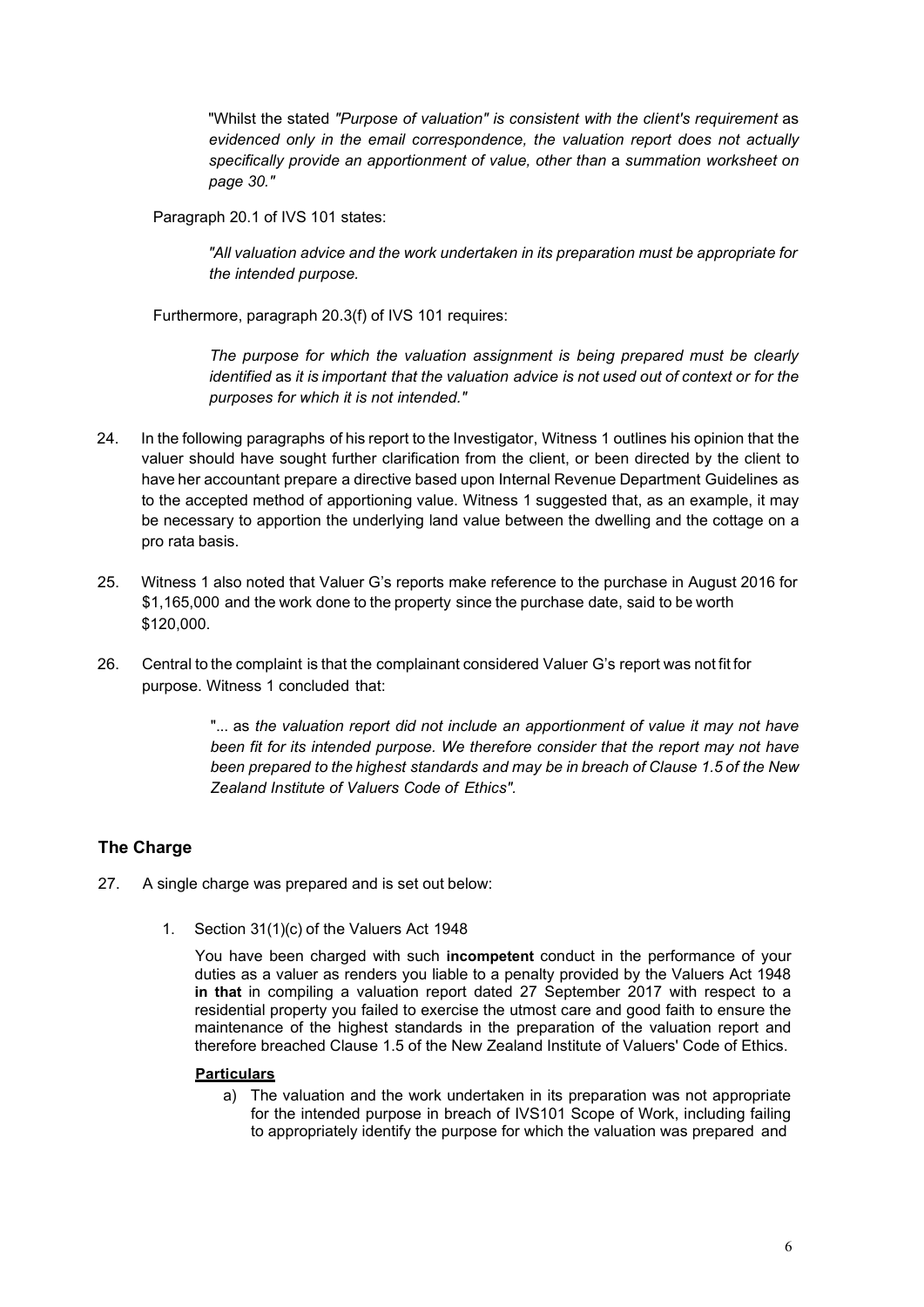"Whilst the stated *"Purpose of valuation" is consistent with the client's requirement* as *evidenced only in the email correspondence, the valuation report does not actually specifically provide an apportionment of value, other than* a *summation worksheet on page 30."*

Paragraph 20.1 of IVS 101 states:

> *"All valuation advice and the work undertaken in its preparation must be appropriate for the intended purpose.*

Furthermore, paragraph 20.3(f) of IVS 101 requires:

> *The purpose for which the valuation assignment is being prepared must be clearly identified* as *it is important that the valuation advice is not used out of context or for the purposes for which it is not intended."*

24. In the following paragraphs of his report to the Investigator, Witness 1 outlines his opinion that the valuer should have sought further clarification from the client, or been directed by the client to have her accountant prepare a directive based upon Internal Revenue Department Guidelines as to the accepted method of apportioning value. Witness 1 suggested that, as an example, it may be necessary to apportion the underlying land value between the dwelling and the cottage on a pro rata basis.

25. Witness 1 also noted that Valuer G's reports make reference to the purchase in August 2016 for $1,165,000 and the work done to the property since the purchase date, said to be worth $120,000.

26. Central to the complaint is that the complainant considered Valuer G's report was not fit for purpose. Witness 1 concluded that:

> "... as *the valuation report did not include an apportionment of value it may not have been fit for its intended purpose. We therefore consider that the report may not have been prepared to the highest standards and may be in breach of Clause 1.5 of the New Zealand Institute of Valuers Code of Ethics".*

## The Charge

27. A single charge was prepared and is set out below:

    1. Section 31(1)(c) of the Valuers Act 1948

       You have been charged with such **incompetent** conduct in the performance of your duties as a valuer as renders you liable to a penalty provided by the Valuers Act 1948 **in that** in compiling a valuation report dated 27 September 2017 with respect to a residential property you failed to exercise the utmost care and good faith to ensure the maintenance of the highest standards in the preparation of the valuation report and therefore breached Clause 1.5 of the New Zealand Institute of Valuers' Code of Ethics.

       **Particulars**

       a) The valuation and the work undertaken in its preparation was not appropriate for the intended purpose in breach of IVS101 Scope of Work, including failing to appropriately identify the purpose for which the valuation was prepared and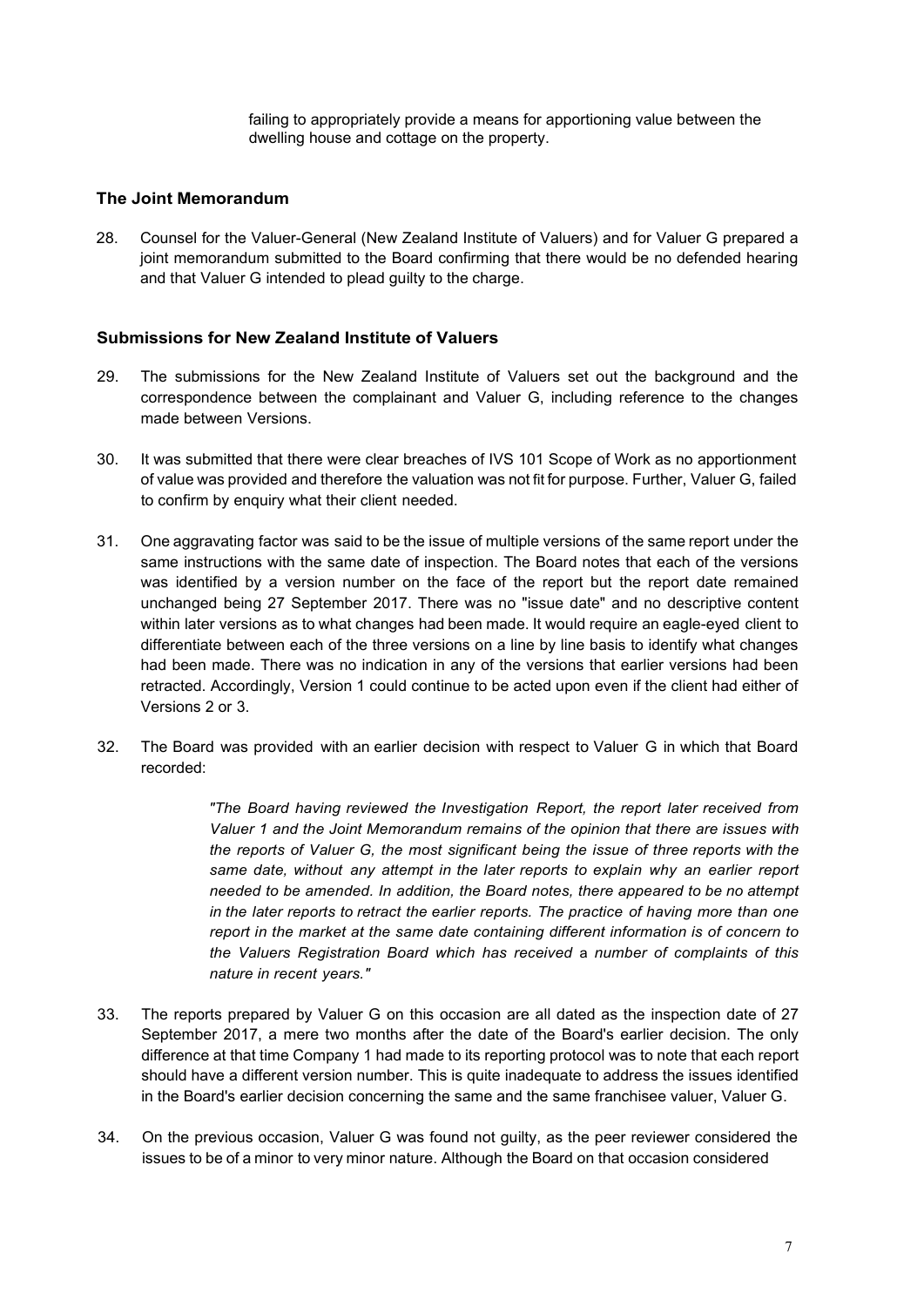failing to appropriately provide a means for apportioning value between the dwelling house and cottage on the property.

## The Joint Memorandum

28. Counsel for the Valuer-General (New Zealand Institute of Valuers) and for Valuer G prepared a joint memorandum submitted to the Board confirming that there would be no defended hearing and that Valuer G intended to plead guilty to the charge.

## Submissions for New Zealand Institute of Valuers

29. The submissions for the New Zealand Institute of Valuers set out the background and the correspondence between the complainant and Valuer G, including reference to the changes made between Versions.

30. It was submitted that there were clear breaches of IVS 101 Scope of Work as no apportionment of value was provided and therefore the valuation was not fit for purpose. Further, Valuer G, failed to confirm by enquiry what their client needed.

31. One aggravating factor was said to be the issue of multiple versions of the same report under the same instructions with the same date of inspection. The Board notes that each of the versions was identified by a version number on the face of the report but the report date remained unchanged being 27 September 2017. There was no "issue date" and no descriptive content within later versions as to what changes had been made. It would require an eagle-eyed client to differentiate between each of the three versions on a line by line basis to identify what changes had been made. There was no indication in any of the versions that earlier versions had been retracted. Accordingly, Version 1 could continue to be acted upon even if the client had either of Versions 2 or 3.

32. The Board was provided with an earlier decision with respect to Valuer G in which that Board recorded:

> *"The Board having reviewed the Investigation Report, the report later received from Valuer 1 and the Joint Memorandum remains of the opinion that there are issues with the reports of Valuer G, the most significant being the issue of three reports with the same date, without any attempt in the later reports to explain why an earlier report needed to be amended. In addition, the Board notes, there appeared to be no attempt in the later reports to retract the earlier reports. The practice of having more than one report in the market at the same date containing different information is of concern to the Valuers Registration Board which has received a number of complaints of this nature in recent years."*

33. The reports prepared by Valuer G on this occasion are all dated as the inspection date of 27 September 2017, a mere two months after the date of the Board's earlier decision. The only difference at that time Company 1 had made to its reporting protocol was to note that each report should have a different version number. This is quite inadequate to address the issues identified in the Board's earlier decision concerning the same and the same franchisee valuer, Valuer G.

34. On the previous occasion, Valuer G was found not guilty, as the peer reviewer considered the issues to be of a minor to very minor nature. Although the Board on that occasion considered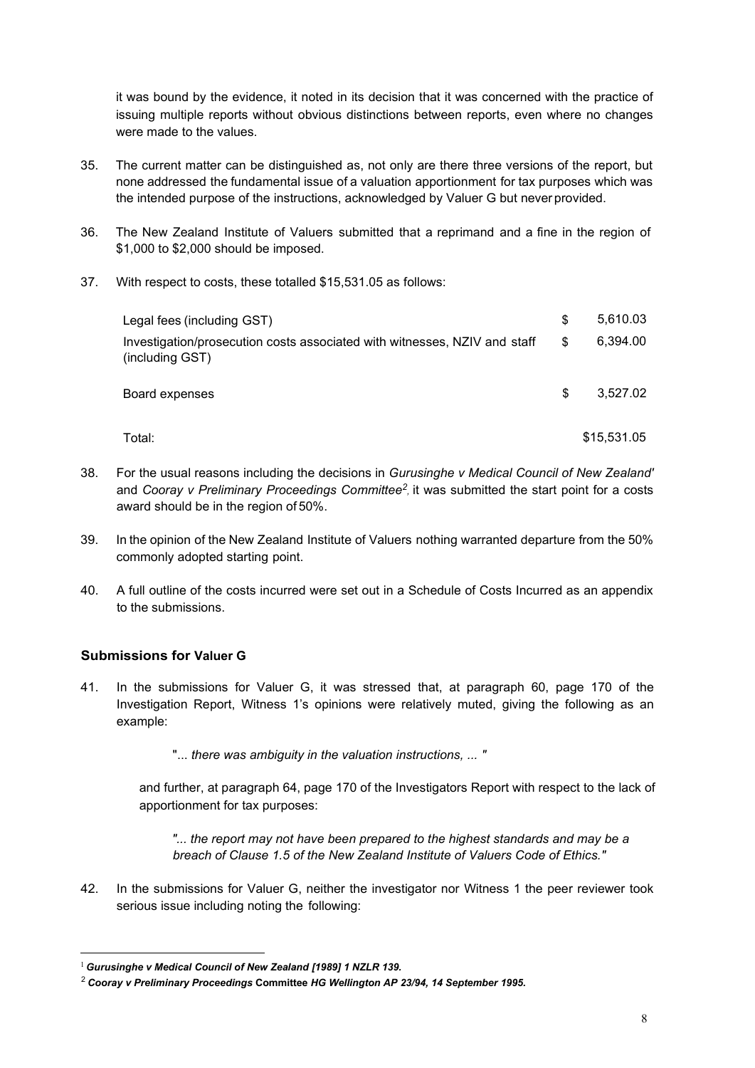it was bound by the evidence, it noted in its decision that it was concerned with the practice of issuing multiple reports without obvious distinctions between reports, even where no changes were made to the values.

35. The current matter can be distinguished as, not only are there three versions of the report, but none addressed the fundamental issue of a valuation apportionment for tax purposes which was the intended purpose of the instructions, acknowledged by Valuer G but never provided.

36. The New Zealand Institute of Valuers submitted that a reprimand and a fine in the region of $1,000 to $2,000 should be imposed.

37. With respect to costs, these totalled $15,531.05 as follows:

| | | |
|---|---|---|
| Legal fees (including GST) | $ | 5,610.03 |
| Investigation/prosecution costs associated with witnesses, NZIV and staff (including GST) | $ | 6,394.00 |
| Board expenses | $ | 3,527.02 |
| Total: | | $15,531.05 |

38. For the usual reasons including the decisions in *Gurusinghe v Medical Council of New Zealand*[1] and *Cooray v Preliminary Proceedings Committee*[2], it was submitted the start point for a costs award should be in the region of 50%.

39. In the opinion of the New Zealand Institute of Valuers nothing warranted departure from the 50% commonly adopted starting point.

40. A full outline of the costs incurred were set out in a Schedule of Costs Incurred as an appendix to the submissions.

### Submissions for Valuer G

41. In the submissions for Valuer G, it was stressed that, at paragraph 60, page 170 of the Investigation Report, Witness 1's opinions were relatively muted, giving the following as an example:

> "... *there was ambiguity in the valuation instructions, ...* "

and further, at paragraph 64, page 170 of the Investigators Report with respect to the lack of apportionment for tax purposes:

> *"... the report may not have been prepared to the highest standards and may be a breach of Clause 1.5 of the New Zealand Institute of Valuers Code of Ethics."*

42. In the submissions for Valuer G, neither the investigator nor Witness 1 the peer reviewer took serious issue including noting the following:

---

[1] ***Gurusinghe v Medical Council of New Zealand [1989] 1 NZLR 139.***

[2] ***Cooray v Preliminary Proceedings* Committee *HG Wellington AP 23/94, 14 September 1995.***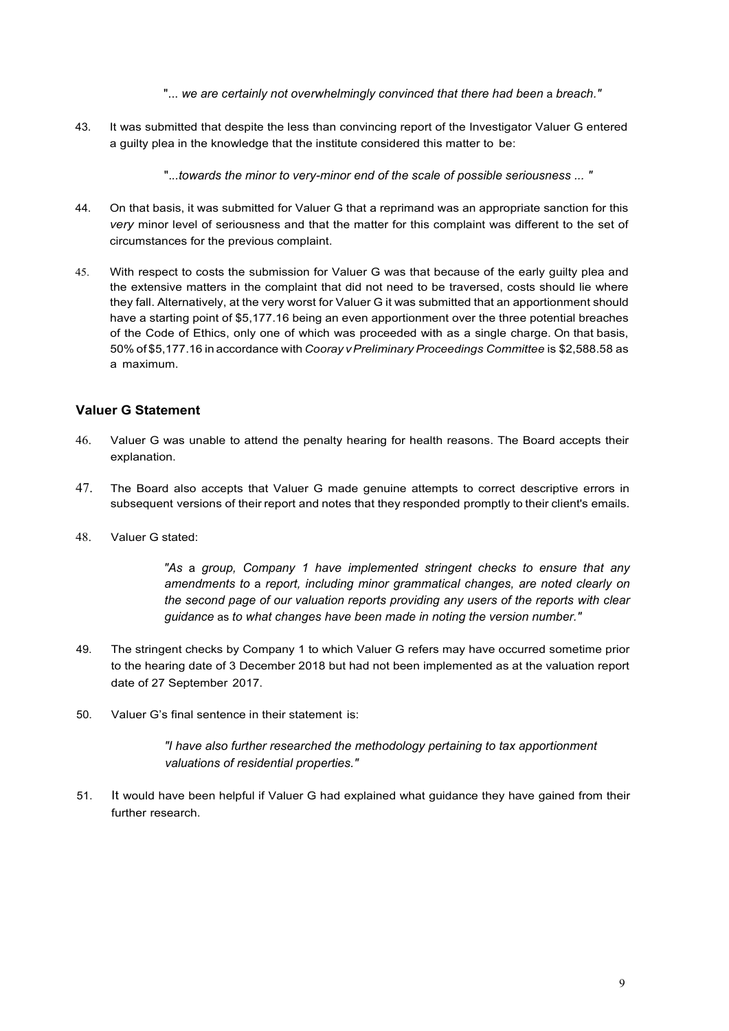> "... *we are certainly not overwhelmingly convinced that there had been* a *breach."*

43. It was submitted that despite the less than convincing report of the Investigator Valuer G entered a guilty plea in the knowledge that the institute considered this matter to be:

> "...*towards the minor to very-minor end of the scale of possible seriousness ... "*

44. On that basis, it was submitted for Valuer G that a reprimand was an appropriate sanction for this *very* minor level of seriousness and that the matter for this complaint was different to the set of circumstances for the previous complaint.

45. With respect to costs the submission for Valuer G was that because of the early guilty plea and the extensive matters in the complaint that did not need to be traversed, costs should lie where they fall. Alternatively, at the very worst for Valuer G it was submitted that an apportionment should have a starting point of $5,177.16 being an even apportionment over the three potential breaches of the Code of Ethics, only one of which was proceeded with as a single charge. On that basis, 50% of $5,177.16 in accordance with *Cooray v Preliminary Proceedings Committee* is $2,588.58 as a maximum.

## Valuer G Statement

46. Valuer G was unable to attend the penalty hearing for health reasons. The Board accepts their explanation.

47. The Board also accepts that Valuer G made genuine attempts to correct descriptive errors in subsequent versions of their report and notes that they responded promptly to their client's emails.

48. Valuer G stated:

> *"As* a *group, Company 1 have implemented stringent checks to ensure that any amendments to* a *report, including minor grammatical changes, are noted clearly on the second page of our valuation reports providing any users of the reports with clear guidance* as *to what changes have been made in noting the version number."*

49. The stringent checks by Company 1 to which Valuer G refers may have occurred sometime prior to the hearing date of 3 December 2018 but had not been implemented as at the valuation report date of 27 September 2017.

50. Valuer G's final sentence in their statement is:

> *"I have also further researched the methodology pertaining to tax apportionment valuations of residential properties."*

51. It would have been helpful if Valuer G had explained what guidance they have gained from their further research.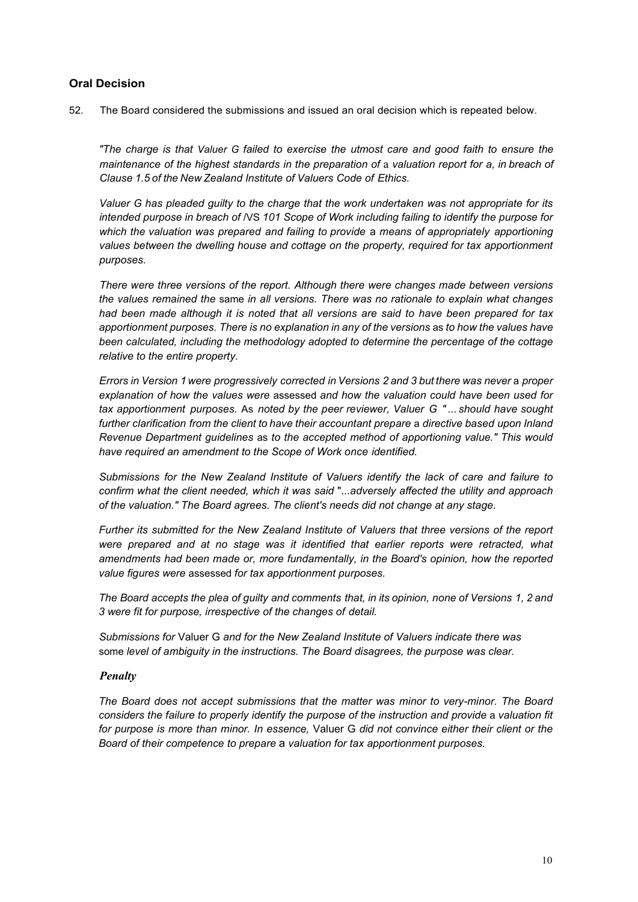### Oral Decision

52. The Board considered the submissions and issued an oral decision which is repeated below.

*"The charge is that Valuer G failed to exercise the utmost care and good faith to ensure the maintenance of the highest standards in the preparation of a valuation report for a, in breach of Clause 1.5 of the New Zealand Institute of Valuers Code of Ethics.*

*Valuer G has pleaded guilty to the charge that the work undertaken was not appropriate for its intended purpose in breach of IVS 101 Scope of Work including failing to identify the purpose for which the valuation was prepared and failing to provide a means of appropriately apportioning values between the dwelling house and cottage on the property, required for tax apportionment purposes.*

*There were three versions of the report. Although there were changes made between versions the values remained the same in all versions. There was no rationale to explain what changes had been made although it is noted that all versions are said to have been prepared for tax apportionment purposes. There is no explanation in any of the versions as to how the values have been calculated, including the methodology adopted to determine the percentage of the cottage relative to the entire property.*

*Errors in Version 1 were progressively corrected in Versions 2 and 3 but there was never a proper explanation of how the values were assessed and how the valuation could have been used for tax apportionment purposes. As noted by the peer reviewer, Valuer G "... should have sought further clarification from the client to have their accountant prepare a directive based upon Inland Revenue Department guidelines as to the accepted method of apportioning value." This would have required an amendment to the Scope of Work once identified.*

*Submissions for the New Zealand Institute of Valuers identify the lack of care and failure to confirm what the client needed, which it was said "...adversely affected the utility and approach of the valuation." The Board agrees. The client's needs did not change at any stage.*

*Further its submitted for the New Zealand Institute of Valuers that three versions of the report were prepared and at no stage was it identified that earlier reports were retracted, what amendments had been made or, more fundamentally, in the Board's opinion, how the reported value figures were assessed for tax apportionment purposes.*

*The Board accepts the plea of guilty and comments that, in its opinion, none of Versions 1, 2 and 3 were fit for purpose, irrespective of the changes of detail.*

*Submissions for Valuer G and for the New Zealand Institute of Valuers indicate there was some level of ambiguity in the instructions. The Board disagrees, the purpose was clear.*

***Penalty***

*The Board does not accept submissions that the matter was minor to very-minor. The Board considers the failure to properly identify the purpose of the instruction and provide a valuation fit for purpose is more than minor. In essence, Valuer G did not convince either their client or the Board of their competence to prepare a valuation for tax apportionment purposes.*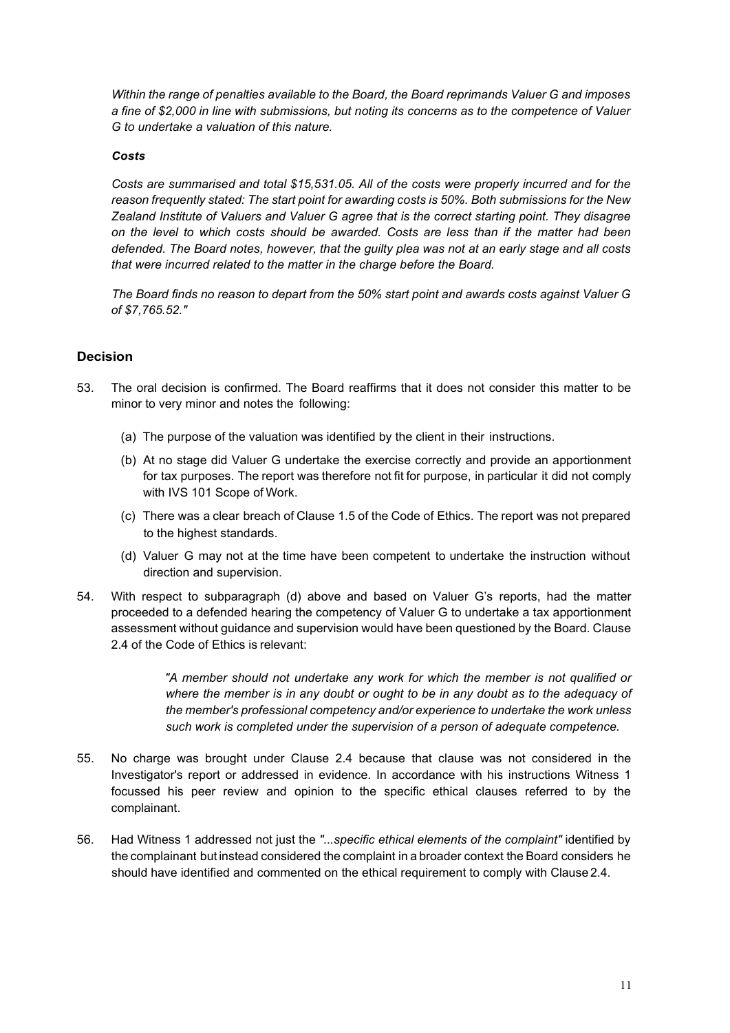*Within the range of penalties available to the Board, the Board reprimands Valuer G and imposes a fine of $2,000 in line with submissions, but noting its concerns as to the competence of Valuer G to undertake a valuation of this nature.*

***Costs***

*Costs are summarised and total $15,531.05. All of the costs were properly incurred and for the reason frequently stated: The start point for awarding costs is 50%. Both submissions for the New Zealand Institute of Valuers and Valuer G agree that is the correct starting point. They disagree on the level to which costs should be awarded. Costs are less than if the matter had been defended. The Board notes, however, that the guilty plea was not at an early stage and all costs that were incurred related to the matter in the charge before the Board.*

*The Board finds no reason to depart from the 50% start point and awards costs against Valuer G of $7,765.52."*

### Decision

53. The oral decision is confirmed. The Board reaffirms that it does not consider this matter to be minor to very minor and notes the following:

    (a) The purpose of the valuation was identified by the client in their instructions.

    (b) At no stage did Valuer G undertake the exercise correctly and provide an apportionment for tax purposes. The report was therefore not fit for purpose, in particular it did not comply with IVS 101 Scope of Work.

    (c) There was a clear breach of Clause 1.5 of the Code of Ethics. The report was not prepared to the highest standards.

    (d) Valuer G may not at the time have been competent to undertake the instruction without direction and supervision.

54. With respect to subparagraph (d) above and based on Valuer G's reports, had the matter proceeded to a defended hearing the competency of Valuer G to undertake a tax apportionment assessment without guidance and supervision would have been questioned by the Board. Clause 2.4 of the Code of Ethics is relevant:

    > *"A member should not undertake any work for which the member is not qualified or where the member is in any doubt or ought to be in any doubt as to the adequacy of the member's professional competency and/or experience to undertake the work unless such work is completed under the supervision of a person of adequate competence.*

55. No charge was brought under Clause 2.4 because that clause was not considered in the Investigator's report or addressed in evidence. In accordance with his instructions Witness 1 focussed his peer review and opinion to the specific ethical clauses referred to by the complainant.

56. Had Witness 1 addressed not just the *"...specific ethical elements of the complaint"* identified by the complainant but instead considered the complaint in a broader context the Board considers he should have identified and commented on the ethical requirement to comply with Clause 2.4.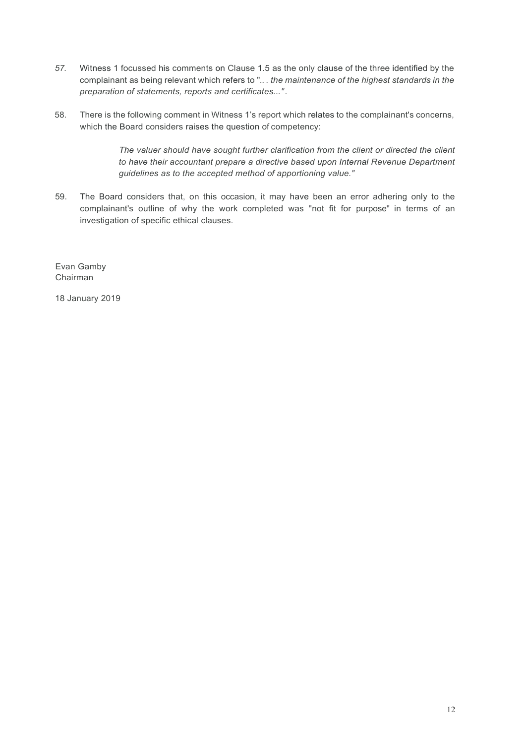57. Witness 1 focussed his comments on Clause 1.5 as the only clause of the three identified by the complainant as being relevant which refers to ".. . *the maintenance of the highest standards in the preparation of statements, reports and certificates..."*.

58. There is the following comment in Witness 1's report which relates to the complainant's concerns, which the Board considers raises the question of competency:

> *The valuer should have sought further clarification from the client or directed the client to have their accountant prepare a directive based upon Internal Revenue Department guidelines as to the accepted method of apportioning value."*

59. The Board considers that, on this occasion, it may have been an error adhering only to the complainant's outline of why the work completed was "not fit for purpose" in terms of an investigation of specific ethical clauses.

Evan Gamby
Chairman

18 January 2019